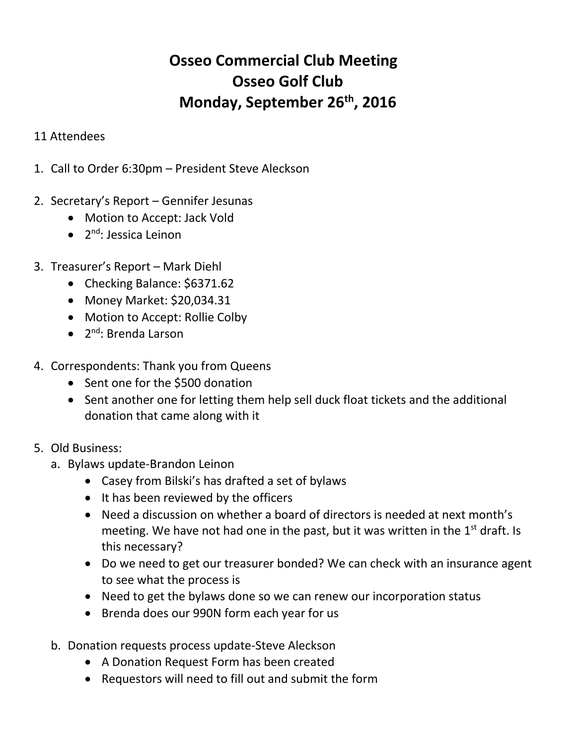# Osseo Commercial Club Meeting
# Osseo Golf Club
# Monday, September 26th, 2016

11 Attendees

1. Call to Order 6:30pm – President Steve Aleckson

2. Secretary's Report – Gennifer Jesunas
   - Motion to Accept: Jack Vold
   - 2nd: Jessica Leinon

3. Treasurer's Report – Mark Diehl
   - Checking Balance: $6371.62
   - Money Market: $20,034.31
   - Motion to Accept: Rollie Colby
   - 2nd: Brenda Larson

4. Correspondents: Thank you from Queens
   - Sent one for the $500 donation
   - Sent another one for letting them help sell duck float tickets and the additional donation that came along with it

5. Old Business:
   a. Bylaws update-Brandon Leinon
      - Casey from Bilski's has drafted a set of bylaws
      - It has been reviewed by the officers
      - Need a discussion on whether a board of directors is needed at next month's meeting. We have not had one in the past, but it was written in the 1st draft. Is this necessary?
      - Do we need to get our treasurer bonded? We can check with an insurance agent to see what the process is
      - Need to get the bylaws done so we can renew our incorporation status
      - Brenda does our 990N form each year for us

   b. Donation requests process update-Steve Aleckson
      - A Donation Request Form has been created
      - Requestors will need to fill out and submit the form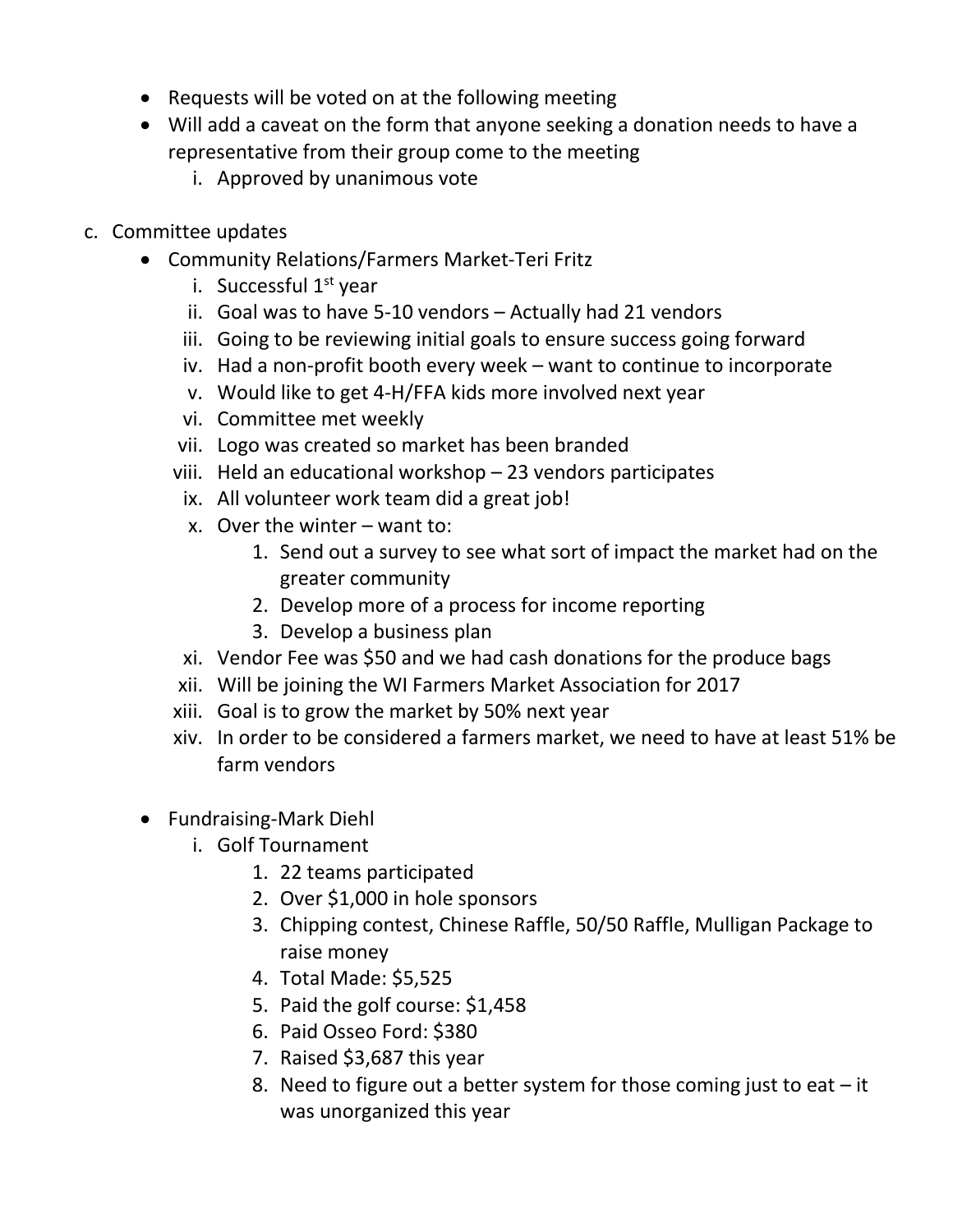- Requests will be voted on at the following meeting
- Will add a caveat on the form that anyone seeking a donation needs to have a representative from their group come to the meeting
    - i. Approved by unanimous vote

c. Committee updates

- Community Relations/Farmers Market-Teri Fritz
    - i. Successful 1st year
    - ii. Goal was to have 5-10 vendors – Actually had 21 vendors
    - iii. Going to be reviewing initial goals to ensure success going forward
    - iv. Had a non-profit booth every week – want to continue to incorporate
    - v. Would like to get 4-H/FFA kids more involved next year
    - vi. Committee met weekly
    - vii. Logo was created so market has been branded
    - viii. Held an educational workshop – 23 vendors participates
    - ix. All volunteer work team did a great job!
    - x. Over the winter – want to:
        1. Send out a survey to see what sort of impact the market had on the greater community
        2. Develop more of a process for income reporting
        3. Develop a business plan
    - xi. Vendor Fee was $50 and we had cash donations for the produce bags
    - xii. Will be joining the WI Farmers Market Association for 2017
    - xiii. Goal is to grow the market by 50% next year
    - xiv. In order to be considered a farmers market, we need to have at least 51% be farm vendors

- Fundraising-Mark Diehl
    - i. Golf Tournament
        1. 22 teams participated
        2. Over $1,000 in hole sponsors
        3. Chipping contest, Chinese Raffle, 50/50 Raffle, Mulligan Package to raise money
        4. Total Made: $5,525
        5. Paid the golf course: $1,458
        6. Paid Osseo Ford: $380
        7. Raised $3,687 this year
        8. Need to figure out a better system for those coming just to eat – it was unorganized this year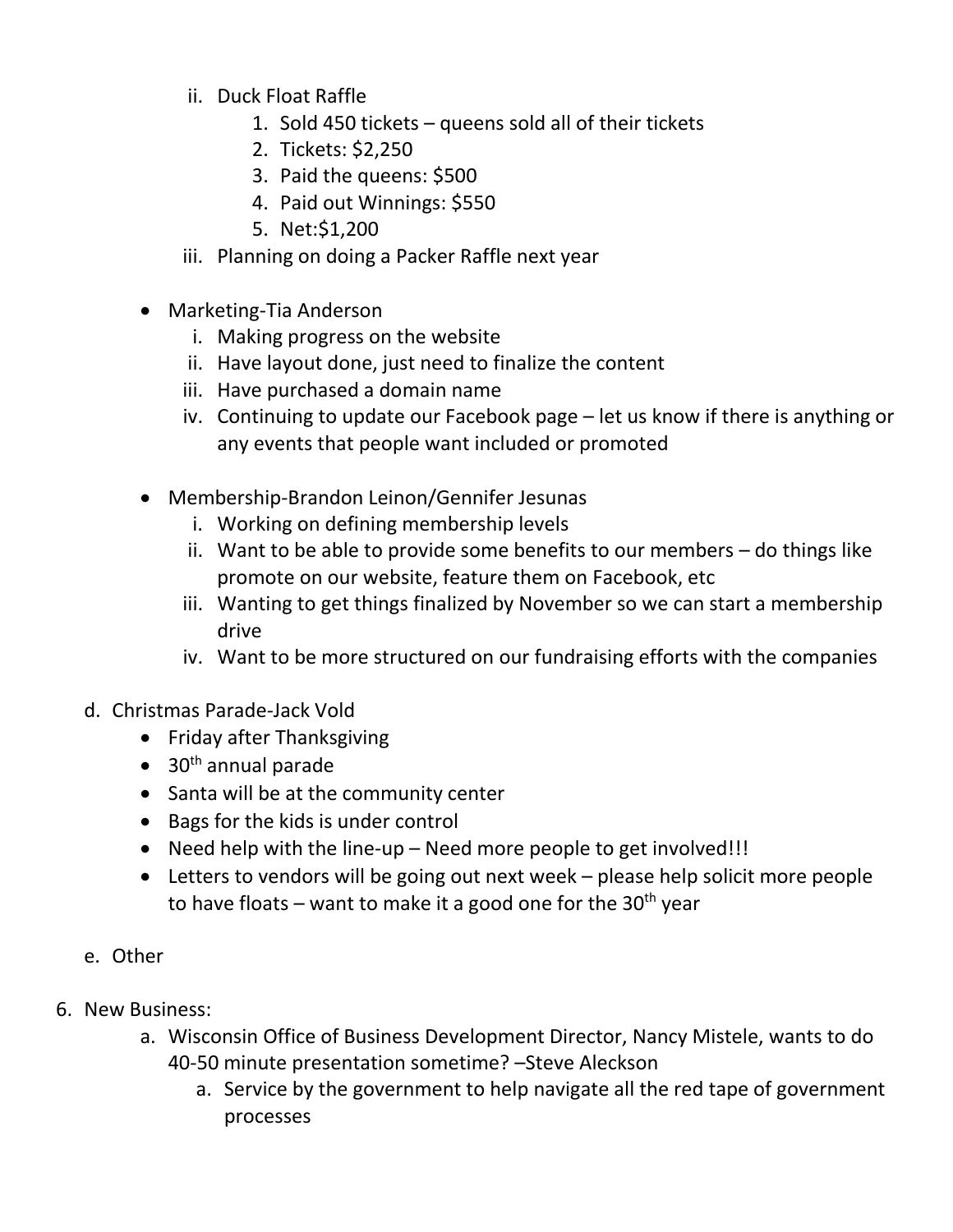- ii. Duck Float Raffle
  1. Sold 450 tickets – queens sold all of their tickets
  2. Tickets: $2,250
  3. Paid the queens: $500
  4. Paid out Winnings: $550
  5. Net:$1,200
- iii. Planning on doing a Packer Raffle next year

- Marketing-Tia Anderson
  - i. Making progress on the website
  - ii. Have layout done, just need to finalize the content
  - iii. Have purchased a domain name
  - iv. Continuing to update our Facebook page – let us know if there is anything or any events that people want included or promoted

- Membership-Brandon Leinon/Gennifer Jesunas
  - i. Working on defining membership levels
  - ii. Want to be able to provide some benefits to our members – do things like promote on our website, feature them on Facebook, etc
  - iii. Wanting to get things finalized by November so we can start a membership drive
  - iv. Want to be more structured on our fundraising efforts with the companies

d. Christmas Parade-Jack Vold
- Friday after Thanksgiving
- 30th annual parade
- Santa will be at the community center
- Bags for the kids is under control
- Need help with the line-up – Need more people to get involved!!!
- Letters to vendors will be going out next week – please help solicit more people to have floats – want to make it a good one for the 30th year

e. Other

6. New Business:
   a. Wisconsin Office of Business Development Director, Nancy Mistele, wants to do 40-50 minute presentation sometime? –Steve Aleckson
      a. Service by the government to help navigate all the red tape of government processes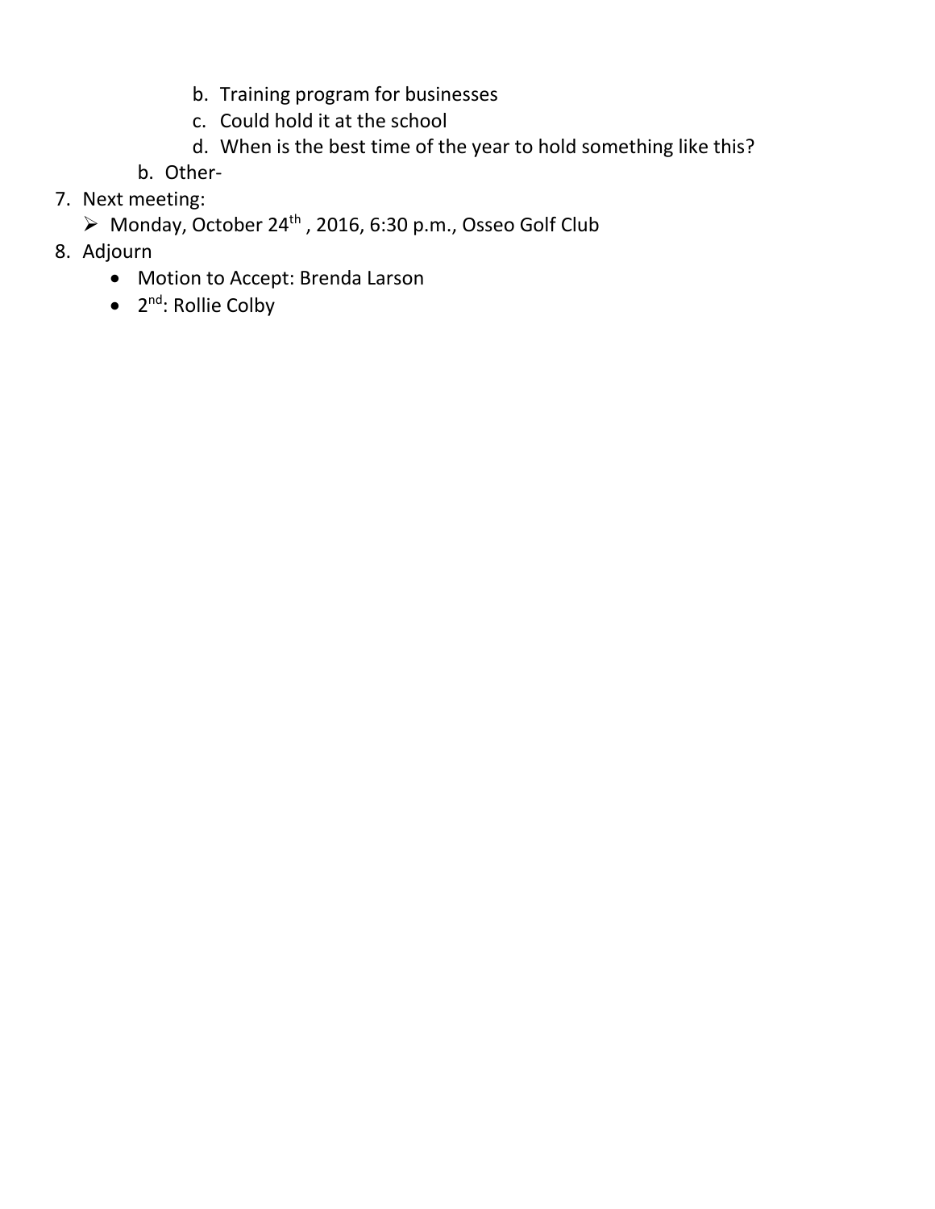b. Training program for businesses
        c. Could hold it at the school
        d. When is the best time of the year to hold something like this?
    b. Other-

7. Next meeting:
   - Monday, October 24th , 2016, 6:30 p.m., Osseo Golf Club
8. Adjourn
   - Motion to Accept: Brenda Larson
   - 2nd: Rollie Colby